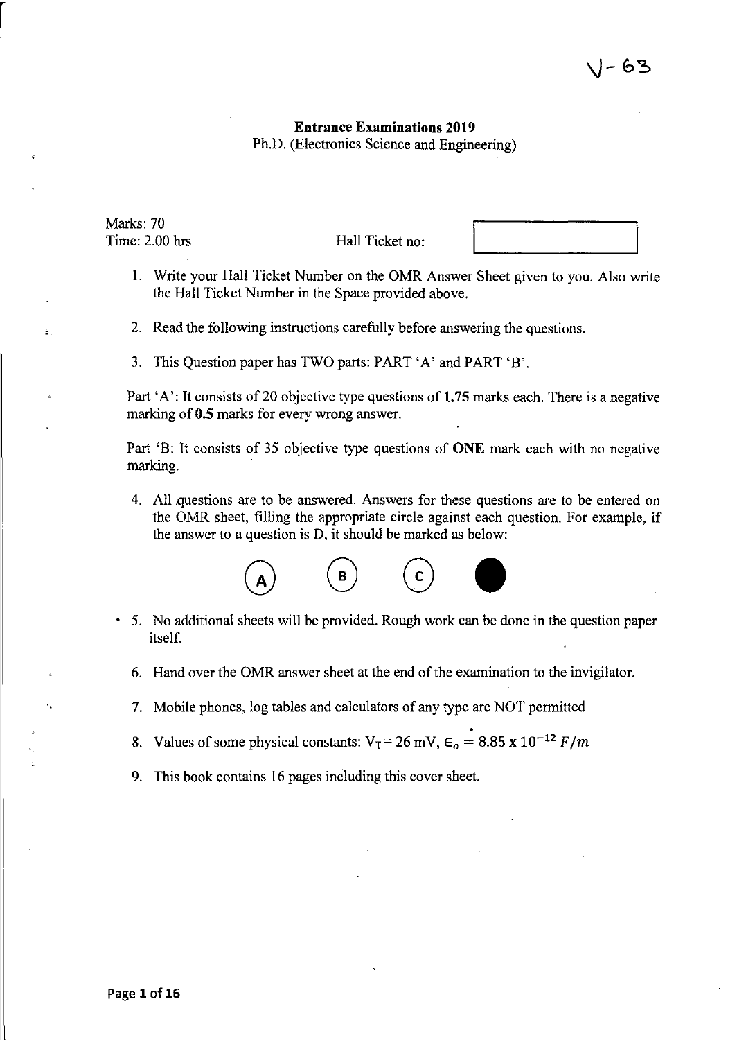V-63

# Entrance Examinations 2019

Ph.D. (Electronics Science and Engineering)

Marks: 70

Time: 2.00 hrs

Hall Ticket no:

1. Write your Hall Ticket Number on the OMR Answer Sheet given to you. Also write the Hall Ticket Number in the Space provided above.

2. Read the following instructions carefully before answering the questions.

3. This Question paper has TWO parts: PART 'A' and PART 'B'.

   Part 'A': It consists of 20 objective type questions of **1.75** marks each. There is a negative marking of **0.5** marks for every wrong answer.

   Part 'B: It consists of 35 objective type questions of **ONE** mark each with no negative marking.

4. All questions are to be answered. Answers for these questions are to be entered on the OMR sheet, filling the appropriate circle against each question. For example, if the answer to a question is D, it should be marked as below:

   (A) (B) (C) ●

5. No additional sheets will be provided. Rough work can be done in the question paper itself.

6. Hand over the OMR answer sheet at the end of the examination to the invigilator.

7. Mobile phones, log tables and calculators of any type are NOT permitted

8. Values of some physical constants: $V_T = 26$ mV, $\epsilon_o = 8.85 \times 10^{-12}\ F/m$

9. This book contains 16 pages including this cover sheet.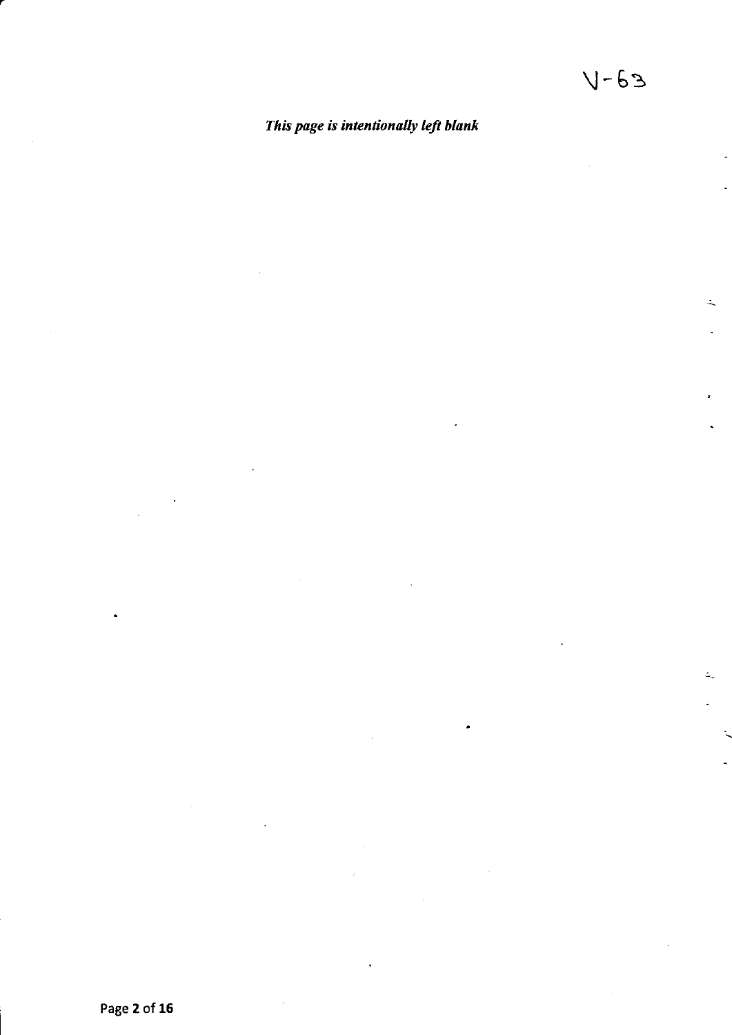V-63

***This page is intentionally left blank***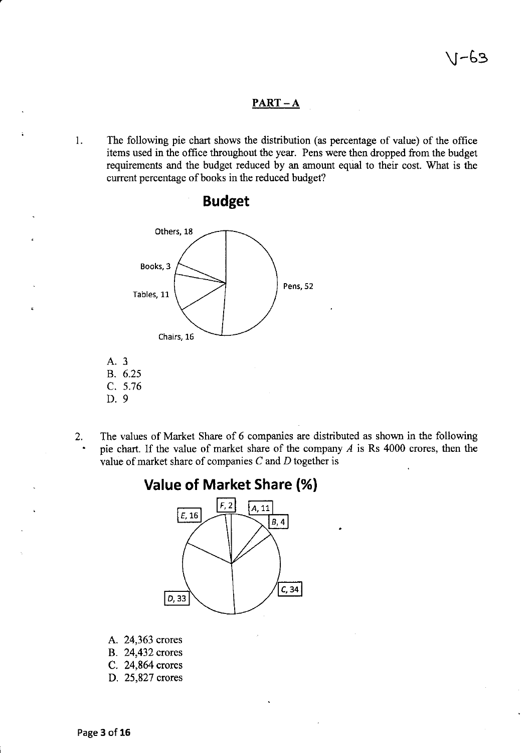## PART – A

1. The following pie chart shows the distribution (as percentage of value) of the office items used in the office throughout the year. Pens were then dropped from the budget requirements and the budget reduced by an amount equal to their cost. What is the current percentage of books in the reduced budget?

**Budget**

Others, 18

Books, 3

Tables, 11

Chairs, 16

Pens, 52

A. 3
B. 6.25
C. 5.76
D. 9

2. The values of Market Share of 6 companies are distributed as shown in the following pie chart. If the value of market share of the company $A$ is Rs 4000 crores, then the value of market share of companies $C$ and $D$ together is

**Value of Market Share (%)**

F, 2

A, 11

E, 16

B, 4

C, 34

D, 33

A. 24,363 crores
B. 24,432 crores
C. 24,864 crores
D. 25,827 crores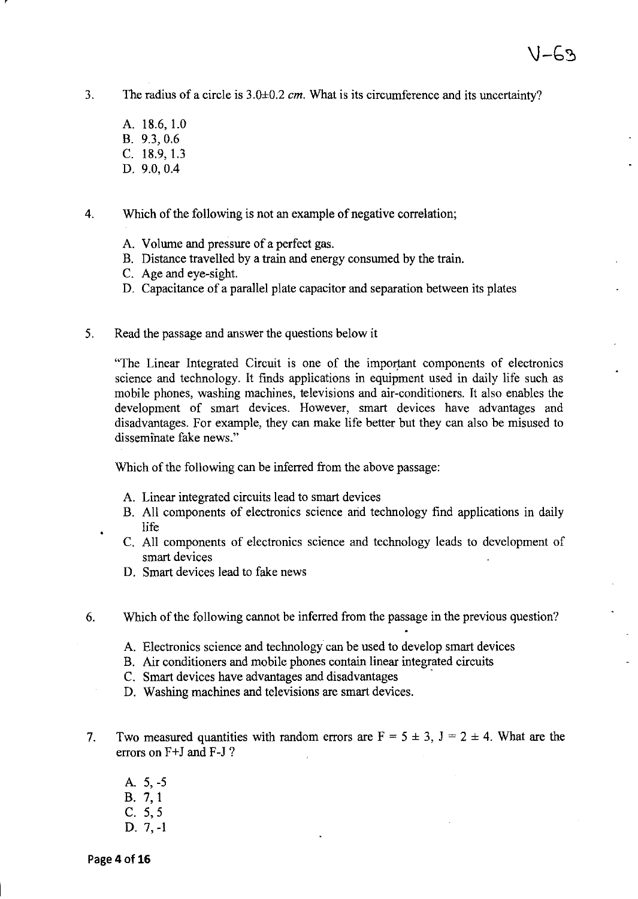3. The radius of a circle is $3.0 \pm 0.2$ *cm*. What is its circumference and its uncertainty?

   A. 18.6, 1.0
   B. 9.3, 0.6
   C. 18.9, 1.3
   D. 9.0, 0.4

4. Which of the following is not an example of negative correlation;

   A. Volume and pressure of a perfect gas.
   B. Distance travelled by a train and energy consumed by the train.
   C. Age and eye-sight.
   D. Capacitance of a parallel plate capacitor and separation between its plates

5. Read the passage and answer the questions below it

   "The Linear Integrated Circuit is one of the important components of electronics science and technology. It finds applications in equipment used in daily life such as mobile phones, washing machines, televisions and air-conditioners. It also enables the development of smart devices. However, smart devices have advantages and disadvantages. For example, they can make life better but they can also be misused to disseminate fake news."

   Which of the following can be inferred from the above passage:

   A. Linear integrated circuits lead to smart devices
   B. All components of electronics science and technology find applications in daily life
   C. All components of electronics science and technology leads to development of smart devices
   D. Smart devices lead to fake news

6. Which of the following cannot be inferred from the passage in the previous question?

   A. Electronics science and technology can be used to develop smart devices
   B. Air conditioners and mobile phones contain linear integrated circuits
   C. Smart devices have advantages and disadvantages
   D. Washing machines and televisions are smart devices.

7. Two measured quantities with random errors are $F = 5 \pm 3$, $J = 2 \pm 4$. What are the errors on F+J and F-J ?

   A. 5, -5
   B. 7, 1
   C. 5, 5
   D. 7, -1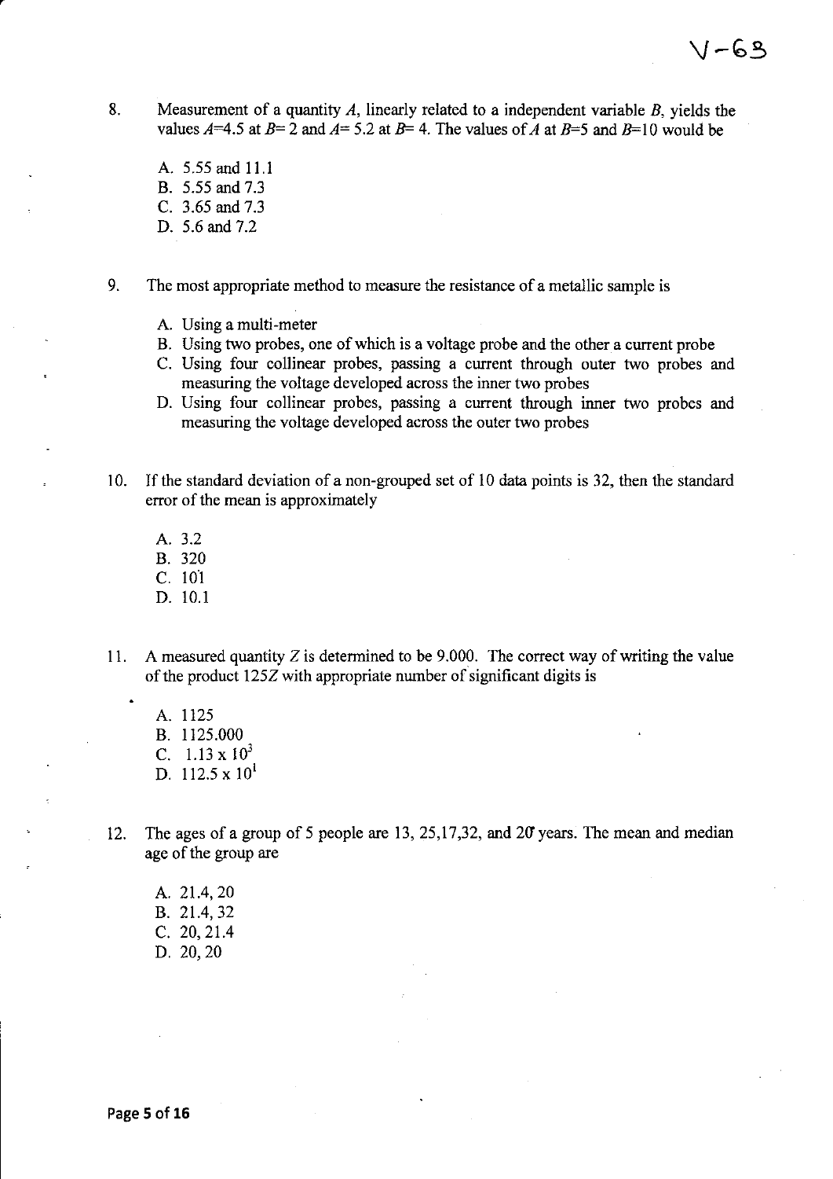8. Measurement of a quantity $A$, linearly related to a independent variable $B$, yields the values $A$=4.5 at $B$= 2 and $A$= 5.2 at $B$= 4. The values of $A$ at $B$=5 and $B$=10 would be

   A. 5.55 and 11.1
   B. 5.55 and 7.3
   C. 3.65 and 7.3
   D. 5.6 and 7.2

9. The most appropriate method to measure the resistance of a metallic sample is

   A. Using a multi-meter
   B. Using two probes, one of which is a voltage probe and the other a current probe
   C. Using four collinear probes, passing a current through outer two probes and measuring the voltage developed across the inner two probes
   D. Using four collinear probes, passing a current through inner two probes and measuring the voltage developed across the outer two probes

10. If the standard deviation of a non-grouped set of 10 data points is 32, then the standard error of the mean is approximately

    A. 3.2
    B. 320
    C. 101
    D. 10.1

11. A measured quantity $Z$ is determined to be 9.000. The correct way of writing the value of the product $125Z$ with appropriate number of significant digits is

    A. 1125
    B. 1125.000
    C. $1.13 \times 10^3$
    D. $112.5 \times 10^1$

12. The ages of a group of 5 people are 13, 25,17,32, and 20 years. The mean and median age of the group are

    A. 21.4, 20
    B. 21.4, 32
    C. 20, 21.4
    D. 20, 20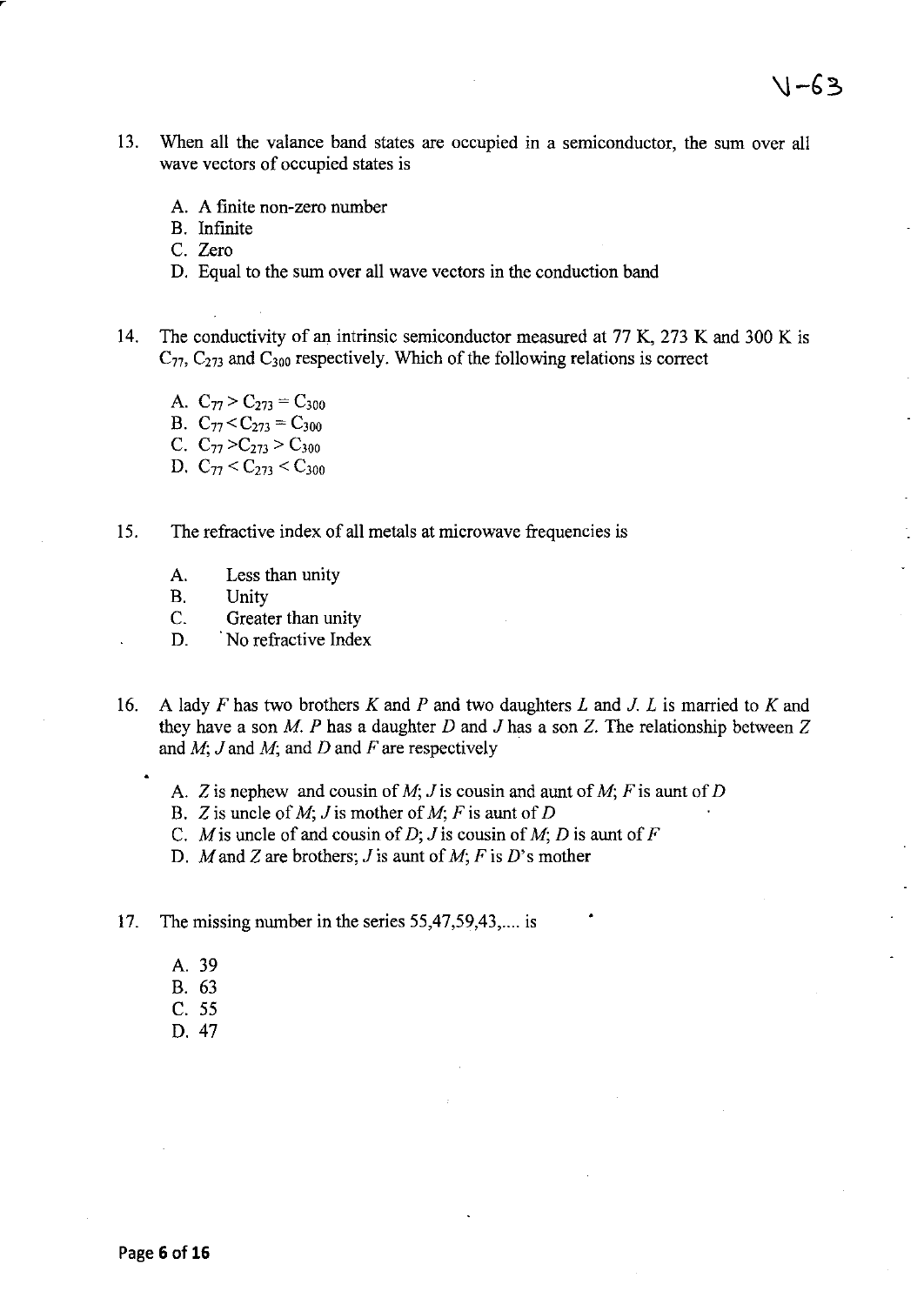13. When all the valance band states are occupied in a semiconductor, the sum over all wave vectors of occupied states is

 A. A finite non-zero number
 B. Infinite
 C. Zero
 D. Equal to the sum over all wave vectors in the conduction band

14. The conductivity of an intrinsic semiconductor measured at 77 K, 273 K and 300 K is $C_{77}$, $C_{273}$ and $C_{300}$ respectively. Which of the following relations is correct

 A. $C_{77} > C_{273} = C_{300}$
 B. $C_{77} < C_{273} = C_{300}$
 C. $C_{77} > C_{273} > C_{300}$
 D. $C_{77} < C_{273} < C_{300}$

15. The refractive index of all metals at microwave frequencies is

 A. Less than unity
 B. Unity
 C. Greater than unity
 D. No refractive Index

16. A lady *F* has two brothers *K* and *P* and two daughters *L* and *J*. *L* is married to *K* and they have a son *M*. *P* has a daughter *D* and *J* has a son *Z*. The relationship between *Z* and *M*; *J* and *M*; and *D* and *F* are respectively

 A. *Z* is nephew and cousin of *M*; *J* is cousin and aunt of *M*; *F* is aunt of *D*
 B. *Z* is uncle of *M*; *J* is mother of *M*; *F* is aunt of *D*
 C. *M* is uncle of and cousin of *D*; *J* is cousin of *M*; *D* is aunt of *F*
 D. *M* and *Z* are brothers; *J* is aunt of *M*; *F* is *D*'s mother

17. The missing number in the series 55,47,59,43,.... is

 A. 39
 B. 63
 C. 55
 D. 47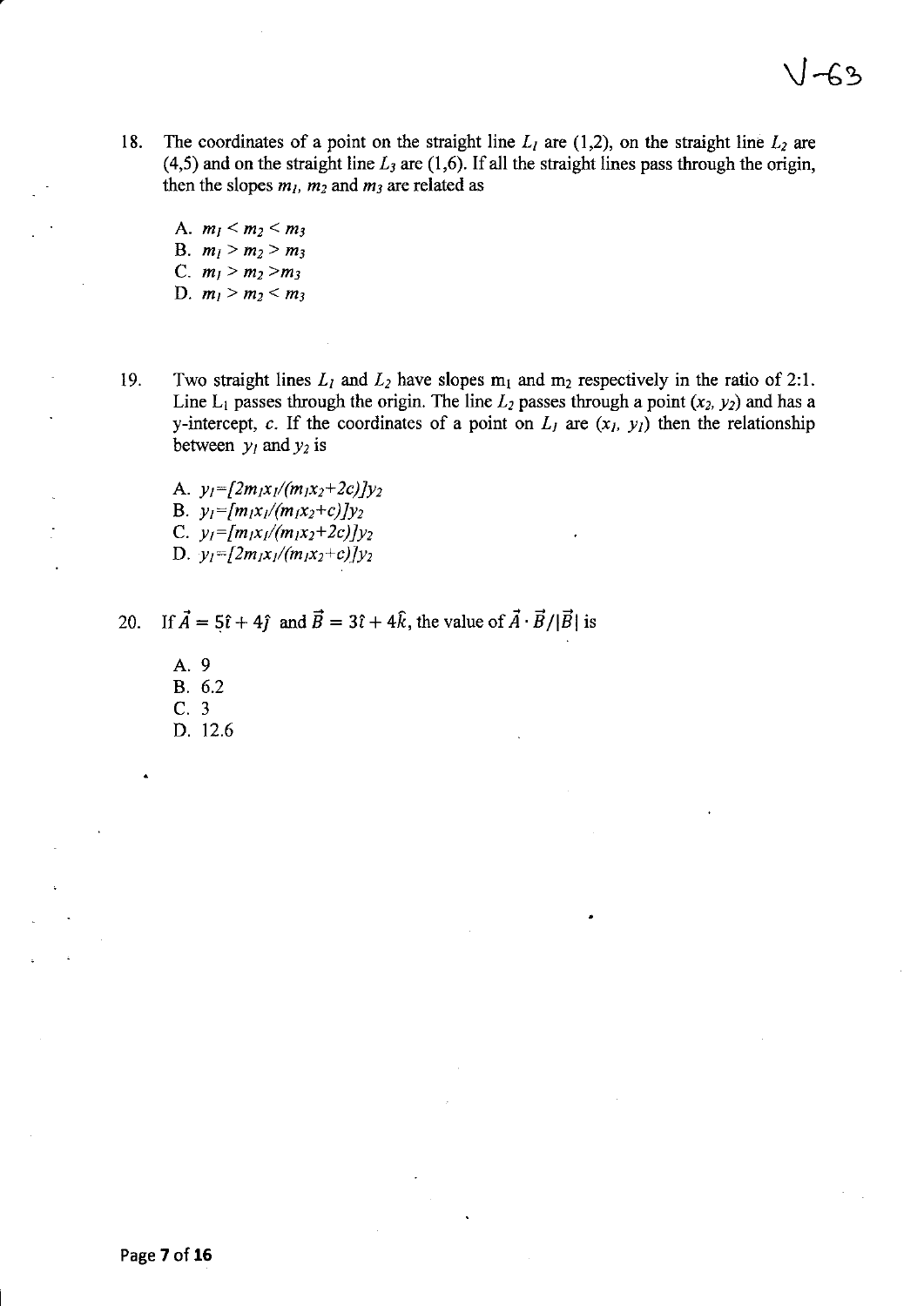18. The coordinates of a point on the straight line $L_1$ are (1,2), on the straight line $L_2$ are (4,5) and on the straight line $L_3$ are (1,6). If all the straight lines pass through the origin, then the slopes $m_1$, $m_2$ and $m_3$ are related as

   A. $m_1 < m_2 < m_3$
   B. $m_1 > m_2 > m_3$
   C. $m_1 > m_2 > m_3$
   D. $m_1 > m_2 < m_3$

19. Two straight lines $L_1$ and $L_2$ have slopes $m_1$ and $m_2$ respectively in the ratio of 2:1. Line $L_1$ passes through the origin. The line $L_2$ passes through a point $(x_2, y_2)$ and has a y-intercept, $c$. If the coordinates of a point on $L_1$ are $(x_1, y_1)$ then the relationship between $y_1$ and $y_2$ is

   A. $y_1 = [2m_1x_1/(m_1x_2+2c)]y_2$
   B. $y_1 = [m_1x_1/(m_1x_2+c)]y_2$
   C. $y_1 = [m_1x_1/(m_1x_2+2c)]y_2$
   D. $y_1 = [2m_1x_1/(m_1x_2+c)]y_2$

20. If $\vec{A} = 5\hat{\imath} + 4\hat{\jmath}$ and $\vec{B} = 3\hat{\imath} + 4\hat{k}$, the value of $\vec{A} \cdot \vec{B}/|\vec{B}|$ is

   A. 9
   B. 6.2
   C. 3
   D. 12.6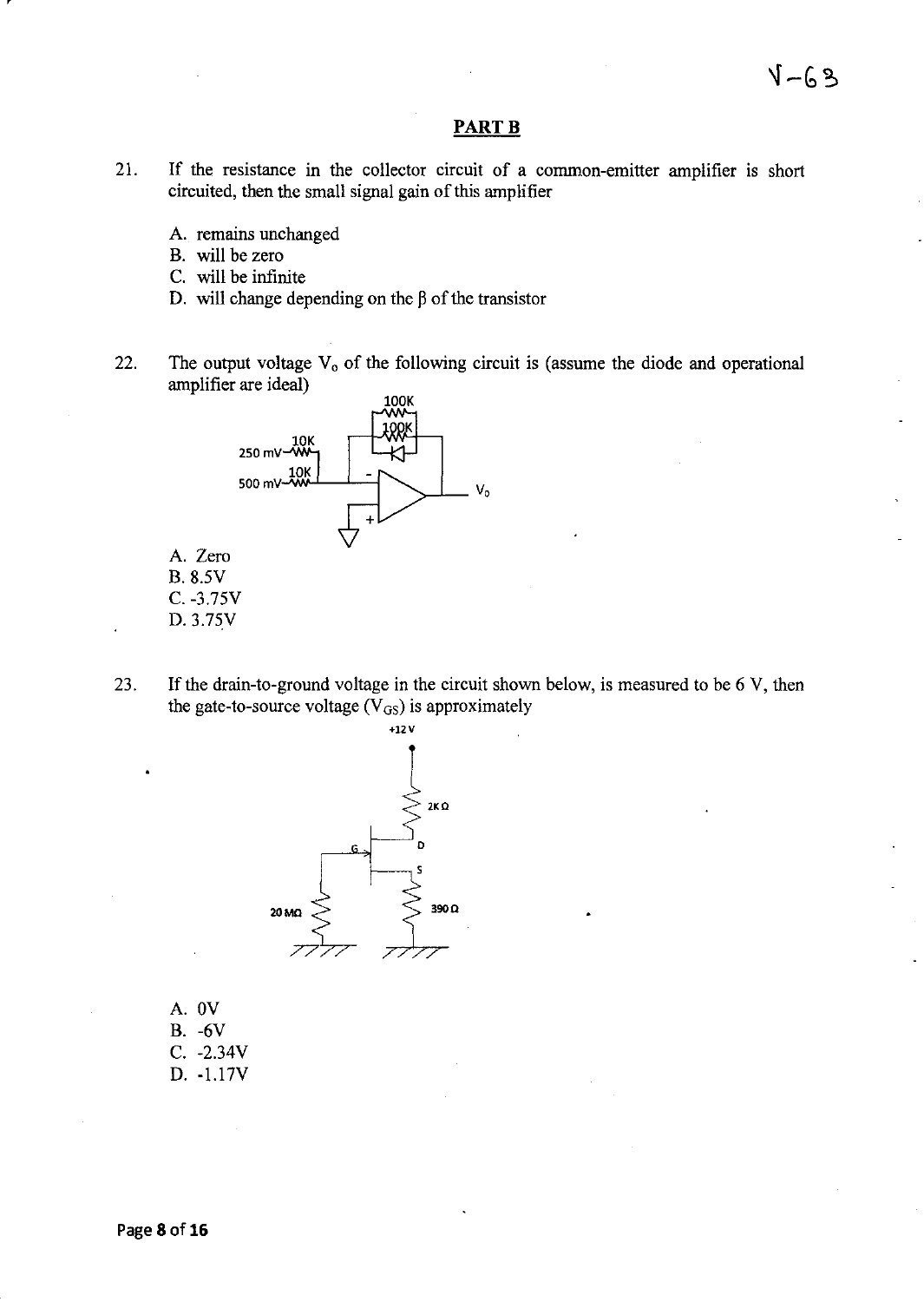## PART B

21. If the resistance in the collector circuit of a common-emitter amplifier is short circuited, then the small signal gain of this amplifier

    A. remains unchanged
    B. will be zero
    C. will be infinite
    D. will change depending on the β of the transistor

22. The output voltage $V_o$ of the following circuit is (assume the diode and operational amplifier are ideal)

    A. Zero
    B. 8.5V
    C. -3.75V
    D. 3.75V

23. If the drain-to-ground voltage in the circuit shown below, is measured to be 6 V, then the gate-to-source voltage ($V_{GS}$) is approximately

    A. 0V
    B. -6V
    C. -2.34V
    D. -1.17V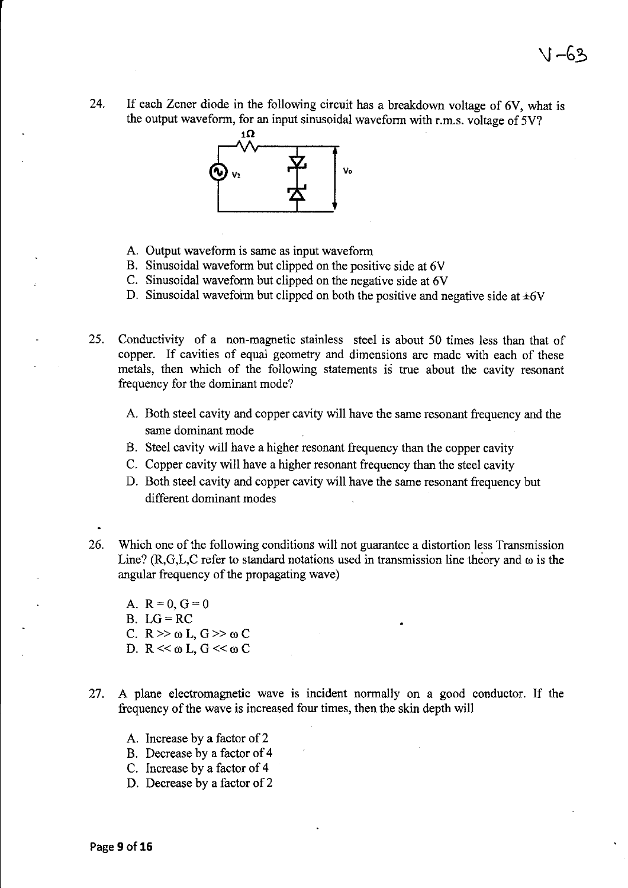24. If each Zener diode in the following circuit has a breakdown voltage of 6V, what is the output waveform, for an input sinusoidal waveform with r.m.s. voltage of 5V?

1Ω

Vi Vo

A. Output waveform is same as input waveform
B. Sinusoidal waveform but clipped on the positive side at 6V
C. Sinusoidal waveform but clipped on the negative side at 6V
D. Sinusoidal waveform but clipped on both the positive and negative side at ±6V

25. Conductivity of a non-magnetic stainless steel is about 50 times less than that of copper. If cavities of equal geometry and dimensions are made with each of these metals, then which of the following statements is true about the cavity resonant frequency for the dominant mode?

A. Both steel cavity and copper cavity will have the same resonant frequency and the same dominant mode
B. Steel cavity will have a higher resonant frequency than the copper cavity
C. Copper cavity will have a higher resonant frequency than the steel cavity
D. Both steel cavity and copper cavity will have the same resonant frequency but different dominant modes

26. Which one of the following conditions will not guarantee a distortion less Transmission Line? (R,G,L,C refer to standard notations used in transmission line theory and $\omega$ is the angular frequency of the propagating wave)

A. $R = 0, G = 0$
B. $LG = RC$
C. $R >> \omega L, G >> \omega C$
D. $R << \omega L, G << \omega C$

27. A plane electromagnetic wave is incident normally on a good conductor. If the frequency of the wave is increased four times, then the skin depth will

A. Increase by a factor of 2
B. Decrease by a factor of 4
C. Increase by a factor of 4
D. Decrease by a factor of 2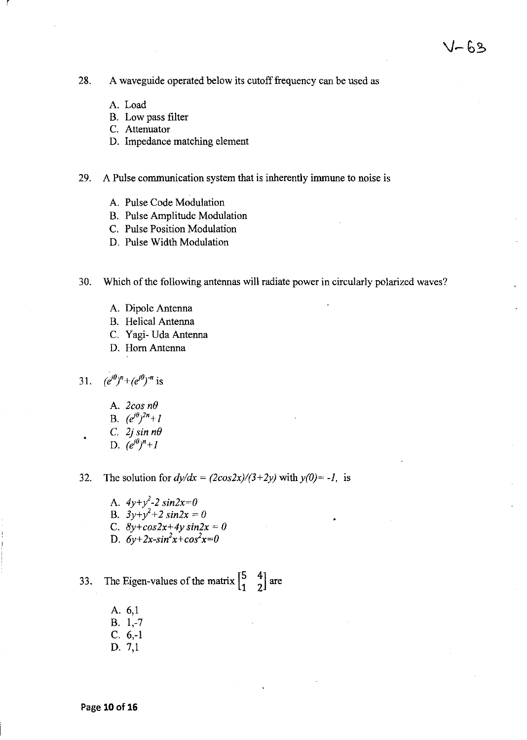28. A waveguide operated below its cutoff frequency can be used as

    A. Load
    B. Low pass filter
    C. Attenuator
    D. Impedance matching element

29. A Pulse communication system that is inherently immune to noise is

    A. Pulse Code Modulation
    B. Pulse Amplitude Modulation
    C. Pulse Position Modulation
    D. Pulse Width Modulation

30. Which of the following antennas will radiate power in circularly polarized waves?

    A. Dipole Antenna
    B. Helical Antenna
    C. Yagi- Uda Antenna
    D. Horn Antenna

31. $(e^{j\theta})^n + (e^{j\theta})^{-n}$ is

    A. $2\cos n\theta$
    B. $(e^{j\theta})^{2n} + 1$
    C. $2j \sin n\theta$
    D. $(e^{j\theta})^n + 1$

32. The solution for $dy/dx = (2\cos 2x)/(3+2y)$ with $y(0) = -1$, is

    A. $4y+y^2-2 \sin 2x=0$
    B. $3y+y^2+2 \sin 2x = 0$
    C. $8y+\cos 2x+4y \sin 2x = 0$
    D. $6y+2x-\sin^2 x+\cos^2 x=0$

33. The Eigen-values of the matrix $\begin{bmatrix} 5 & 4 \\ 1 & 2 \end{bmatrix}$ are

    A. 6,1
    B. 1,-7
    C. 6,-1
    D. 7,1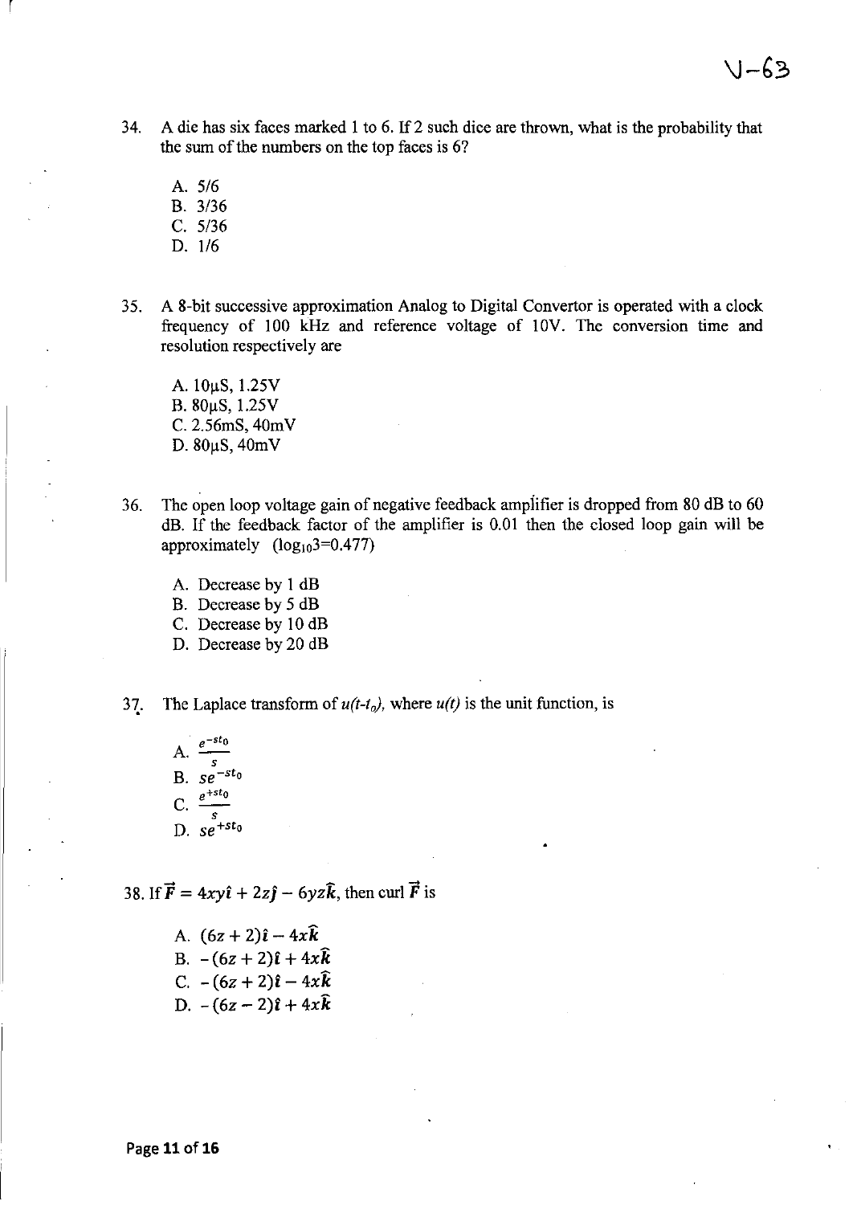34. A die has six faces marked 1 to 6. If 2 such dice are thrown, what is the probability that the sum of the numbers on the top faces is 6?

    A. 5/6
    B. 3/36
    C. 5/36
    D. 1/6

35. A 8-bit successive approximation Analog to Digital Convertor is operated with a clock frequency of 100 kHz and reference voltage of 10V. The conversion time and resolution respectively are

    A. 10μS, 1.25V
    B. 80μS, 1.25V
    C. 2.56mS, 40mV
    D. 80μS, 40mV

36. The open loop voltage gain of negative feedback amplifier is dropped from 80 dB to 60 dB. If the feedback factor of the amplifier is 0.01 then the closed loop gain will be approximately ($\log_{10}3=0.477$)

    A. Decrease by 1 dB
    B. Decrease by 5 dB
    C. Decrease by 10 dB
    D. Decrease by 20 dB

37. The Laplace transform of $u(t-t_o)$, where $u(t)$ is the unit function, is

    A. $\frac{e^{-st_0}}{s}$
    B. $se^{-st_0}$
    C. $\frac{e^{+st_0}}{s}$
    D. $se^{+st_0}$

38. If $\vec{F} = 4xy\hat{\imath} + 2z\hat{\jmath} - 6yz\hat{k}$, then curl $\vec{F}$ is

    A. $(6z + 2)\hat{\imath} - 4x\hat{k}$
    B. $-(6z + 2)\hat{\imath} + 4x\hat{k}$
    C. $-(6z + 2)\hat{\imath} - 4x\hat{k}$
    D. $-(6z - 2)\hat{\imath} + 4x\hat{k}$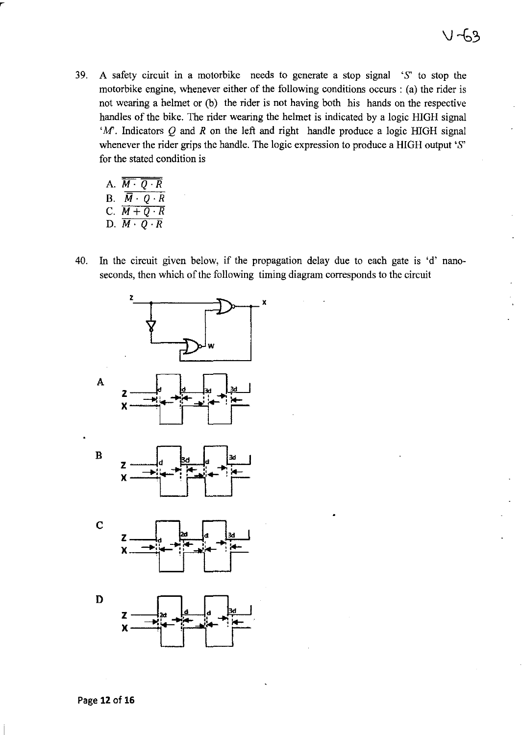39. A safety circuit in a motorbike needs to generate a stop signal '$S$' to stop the motorbike engine, whenever either of the following conditions occurs : (a) the rider is not wearing a helmet or (b) the rider is not having both his hands on the respective handles of the bike. The rider wearing the helmet is indicated by a logic HIGH signal '$M$'. Indicators $Q$ and $R$ on the left and right handle produce a logic HIGH signal whenever the rider grips the handle. The logic expression to produce a HIGH output '$S$' for the stated condition is

   A. $\overline{\overline{M} \cdot \overline{Q \cdot R}}$
   B. $\overline{\overline{M} \cdot Q \cdot R}$
   C. $\overline{M + Q \cdot R}$
   D. $\overline{M \cdot Q \cdot R}$

40. In the circuit given below, if the propagation delay due to each gate is 'd' nano-seconds, then which of the following timing diagram corresponds to the circuit

   A

   B

   C

   D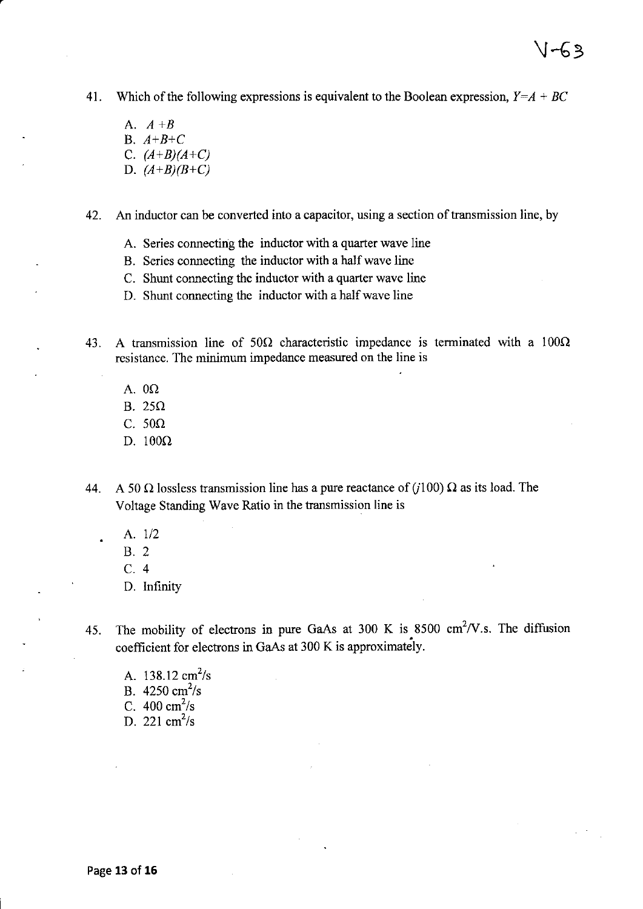V-63

41. Which of the following expressions is equivalent to the Boolean expression, $Y=A + BC$

   A. $A + B$
   B. $A+B+C$
   C. $(A+B)(A+C)$
   D. $(A+B)(B+C)$

42. An inductor can be converted into a capacitor, using a section of transmission line, by

   A. Series connecting the inductor with a quarter wave line
   B. Series connecting the inductor with a half wave line
   C. Shunt connecting the inductor with a quarter wave line
   D. Shunt connecting the inductor with a half wave line

43. A transmission line of 50Ω characteristic impedance is terminated with a 100Ω resistance. The minimum impedance measured on the line is

   A. 0Ω
   B. 25Ω
   C. 50Ω
   D. 100Ω

44. A 50 Ω lossless transmission line has a pure reactance of ($j100$) Ω as its load. The Voltage Standing Wave Ratio in the transmission line is

   A. 1/2
   B. 2
   C. 4
   D. Infinity

45. The mobility of electrons in pure GaAs at 300 K is 8500 $cm^2/V.s$. The diffusion coefficient for electrons in GaAs at 300 K is approximately.

   A. 138.12 $cm^2/s$
   B. 4250 $cm^2/s$
   C. 400 $cm^2/s$
   D. 221 $cm^2/s$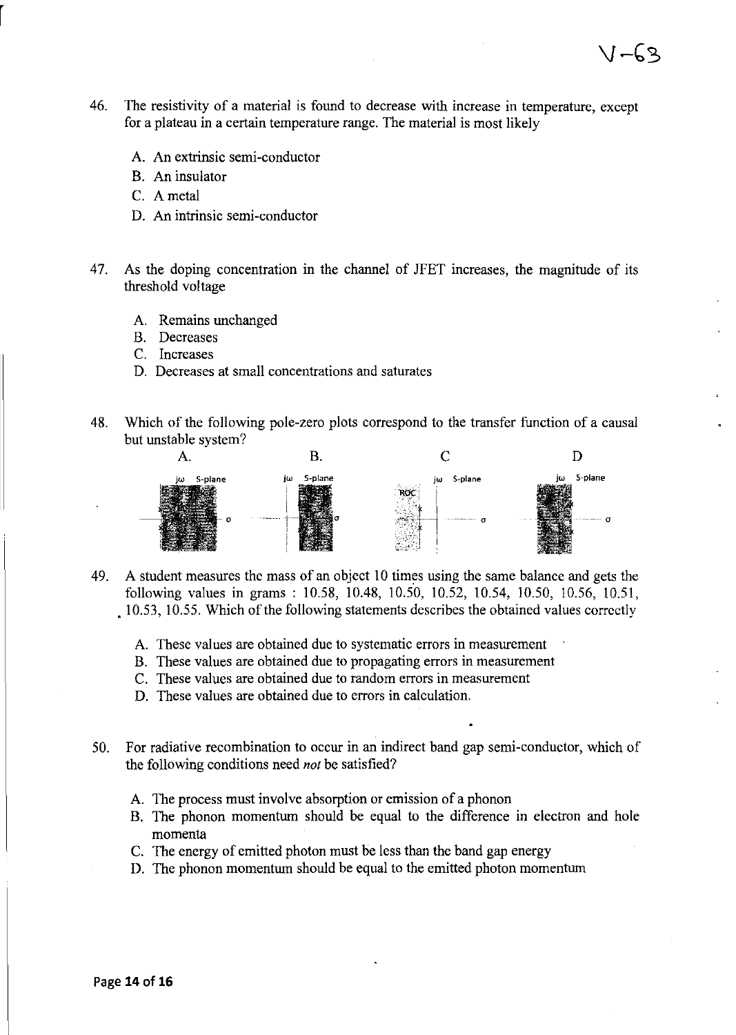46. The resistivity of a material is found to decrease with increase in temperature, except for a plateau in a certain temperature range. The material is most likely

   A. An extrinsic semi-conductor
   B. An insulator
   C. A metal
   D. An intrinsic semi-conductor

47. As the doping concentration in the channel of JFET increases, the magnitude of its threshold voltage

   A. Remains unchanged
   B. Decreases
   C. Increases
   D. Decreases at small concentrations and saturates

48. Which of the following pole-zero plots correspond to the transfer function of a causal but unstable system?

   A. B. C D

49. A student measures the mass of an object 10 times using the same balance and gets the following values in grams : 10.58, 10.48, 10.50, 10.52, 10.54, 10.50, 10.56, 10.51, 10.53, 10.55. Which of the following statements describes the obtained values correctly

   A. These values are obtained due to systematic errors in measurement
   B. These values are obtained due to propagating errors in measurement
   C. These values are obtained due to random errors in measurement
   D. These values are obtained due to errors in calculation.

50. For radiative recombination to occur in an indirect band gap semi-conductor, which of the following conditions need *not* be satisfied?

   A. The process must involve absorption or emission of a phonon
   B. The phonon momentum should be equal to the difference in electron and hole momenta
   C. The energy of emitted photon must be less than the band gap energy
   D. The phonon momentum should be equal to the emitted photon momentum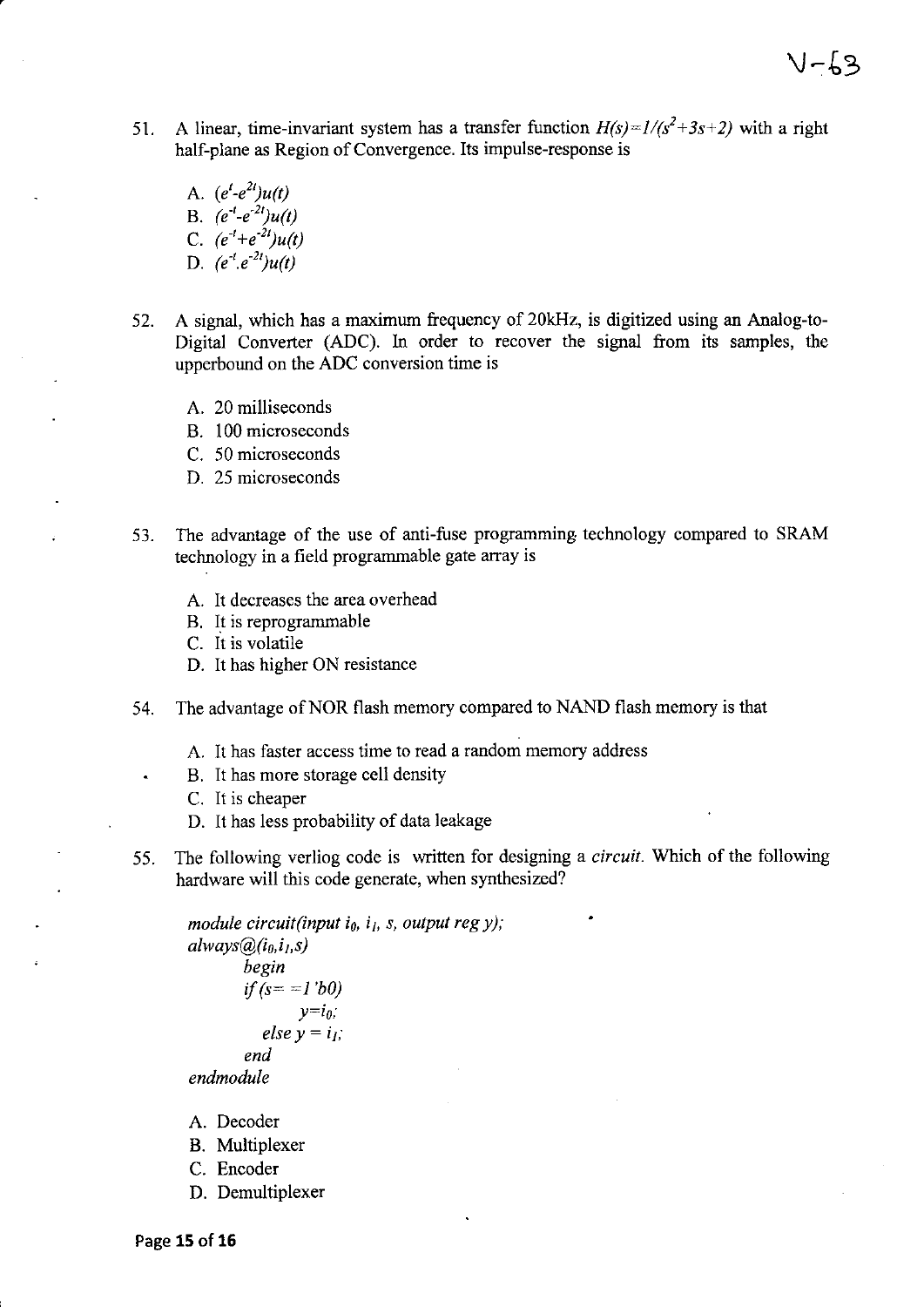V-63

51. A linear, time-invariant system has a transfer function $H(s)=1/(s^2+3s+2)$ with a right half-plane as Region of Convergence. Its impulse-response is

    A. $(e^{t}-e^{2t})u(t)$
    B. $(e^{-t}-e^{-2t})u(t)$
    C. $(e^{-t}+e^{-2t})u(t)$
    D. $(e^{-t}.e^{-2t})u(t)$

52. A signal, which has a maximum frequency of 20kHz, is digitized using an Analog-to-Digital Converter (ADC). In order to recover the signal from its samples, the upperbound on the ADC conversion time is

    A. 20 milliseconds
    B. 100 microseconds
    C. 50 microseconds
    D. 25 microseconds

53. The advantage of the use of anti-fuse programming technology compared to SRAM technology in a field programmable gate array is

    A. It decreases the area overhead
    B. It is reprogrammable
    C. It is volatile
    D. It has higher ON resistance

54. The advantage of NOR flash memory compared to NAND flash memory is that

    A. It has faster access time to read a random memory address
    B. It has more storage cell density
    C. It is cheaper
    D. It has less probability of data leakage

55. The following verliog code is written for designing a *circuit*. Which of the following hardware will this code generate, when synthesized?

```
module circuit(input i0, i1, s, output reg y);
always@(i0,i1,s)
    begin
    if (s= =1'b0)
        y=i0;
      else y = i1;
    end
endmodule
```

    A. Decoder
    B. Multiplexer
    C. Encoder
    D. Demultiplexer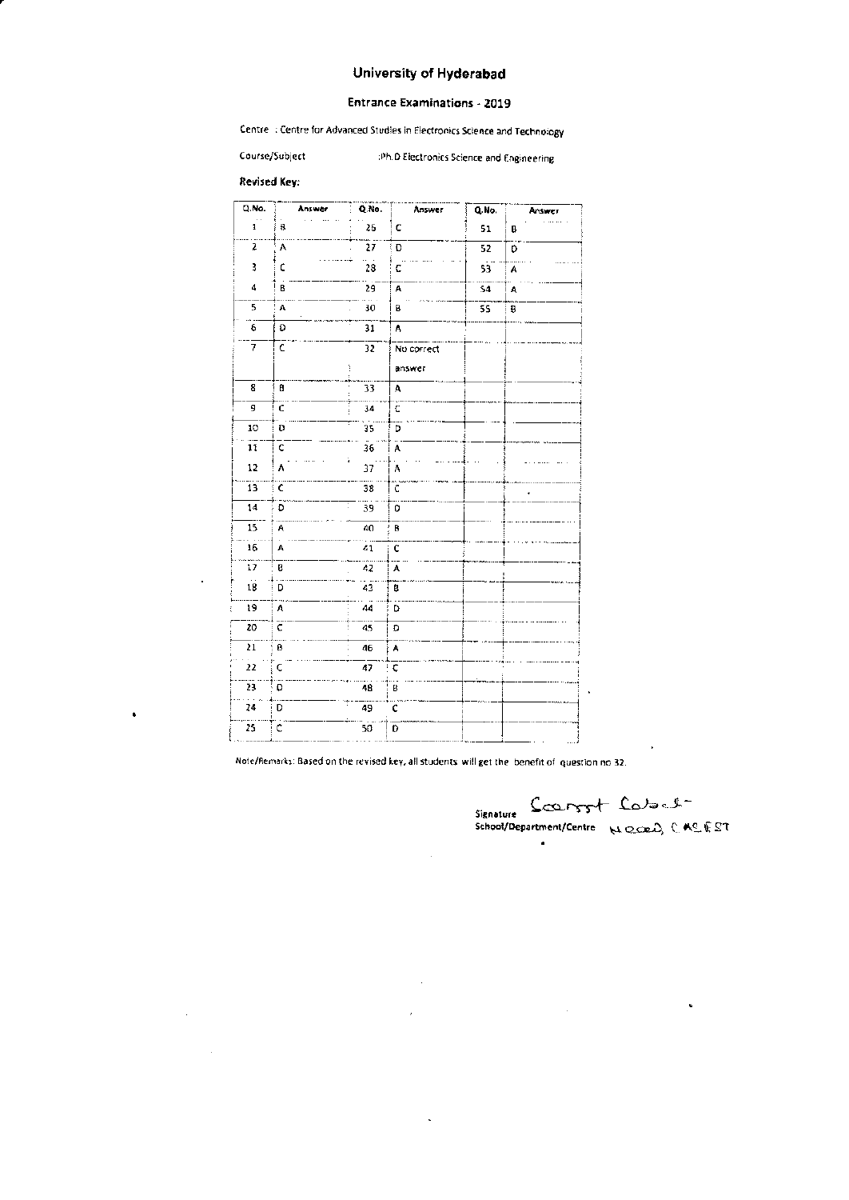# University of Hyderabad

## Entrance Examinations - 2019

Centre : Centre for Advanced Studies in Electronics Science and Technology

Course/Subject :Ph.D Electronics Science and Engineering

**Revised Key:**

| Q.No. | Answer | Q.No. | Answer | Q.No. | Answer |
|---|---|---|---|---|---|
| 1 | B | 26 | C | 51 | B |
| 2 | A | 27 | D | 52 | D |
| 3 | C | 28 | C | 53 | A |
| 4 | B | 29 | A | 54 | A |
| 5 | A | 30 | B | 55 | B |
| 6 | D | 31 | A | | |
| 7 | C | 32 | No correct answer | | |
| 8 | B | 33 | A | | |
| 9 | C | 34 | C | | |
| 10 | D | 35 | D | | |
| 11 | C | 36 | A | | |
| 12 | A | 37 | A | | |
| 13 | C | 38 | C | | |
| 14 | D | 39 | D | | |
| 15 | A | 40 | B | | |
| 16 | A | 41 | C | | |
| 17 | B | 42 | A | | |
| 18 | D | 43 | B | | |
| 19 | A | 44 | D | | |
| 20 | C | 45 | D | | |
| 21 | B | 46 | A | | |
| 22 | C | 47 | C | | |
| 23 | D | 48 | B | | |
| 24 | D | 49 | C | | |
| 25 | C | 50 | D | | |

Note/Remarks: Based on the revised key, all students will get the benefit of question no 32.

Signature Samrat Lohar(?)

School/Department/Centre Head, CASEST